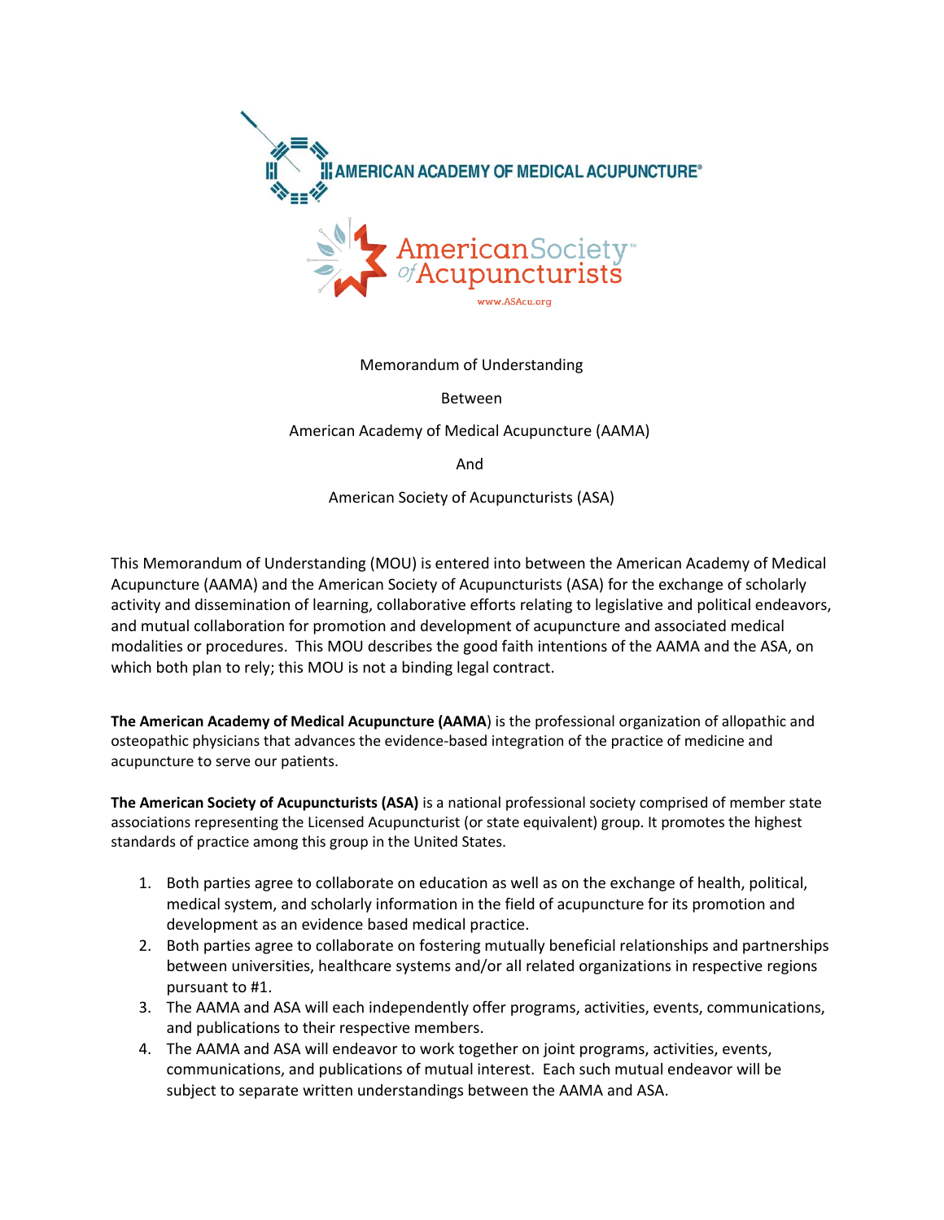AMERICAN ACADEMY OF MEDICAL ACUPUNCTURE®

American Society of Acupuncturists™

www.ASAcu.org

Memorandum of Understanding

Between

American Academy of Medical Acupuncture (AAMA)

And

American Society of Acupuncturists (ASA)

This Memorandum of Understanding (MOU) is entered into between the American Academy of Medical Acupuncture (AAMA) and the American Society of Acupuncturists (ASA) for the exchange of scholarly activity and dissemination of learning, collaborative efforts relating to legislative and political endeavors, and mutual collaboration for promotion and development of acupuncture and associated medical modalities or procedures. This MOU describes the good faith intentions of the AAMA and the ASA, on which both plan to rely; this MOU is not a binding legal contract.

**The American Academy of Medical Acupuncture (AAMA**) is the professional organization of allopathic and osteopathic physicians that advances the evidence-based integration of the practice of medicine and acupuncture to serve our patients.

**The American Society of Acupuncturists (ASA)** is a national professional society comprised of member state associations representing the Licensed Acupuncturist (or state equivalent) group. It promotes the highest standards of practice among this group in the United States.

1. Both parties agree to collaborate on education as well as on the exchange of health, political, medical system, and scholarly information in the field of acupuncture for its promotion and development as an evidence based medical practice.
2. Both parties agree to collaborate on fostering mutually beneficial relationships and partnerships between universities, healthcare systems and/or all related organizations in respective regions pursuant to #1.
3. The AAMA and ASA will each independently offer programs, activities, events, communications, and publications to their respective members.
4. The AAMA and ASA will endeavor to work together on joint programs, activities, events, communications, and publications of mutual interest. Each such mutual endeavor will be subject to separate written understandings between the AAMA and ASA.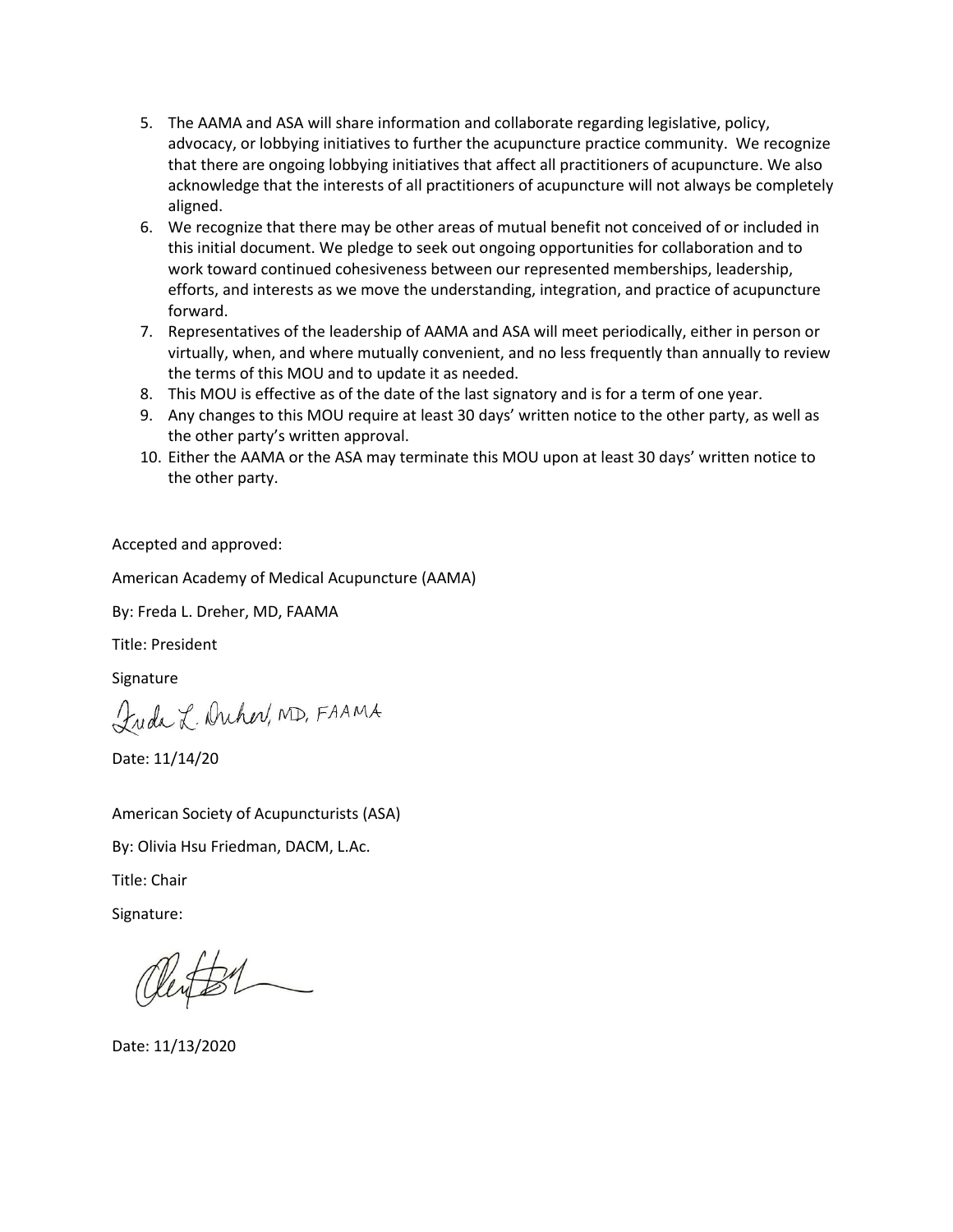5. The AAMA and ASA will share information and collaborate regarding legislative, policy, advocacy, or lobbying initiatives to further the acupuncture practice community. We recognize that there are ongoing lobbying initiatives that affect all practitioners of acupuncture. We also acknowledge that the interests of all practitioners of acupuncture will not always be completely aligned.
6. We recognize that there may be other areas of mutual benefit not conceived of or included in this initial document. We pledge to seek out ongoing opportunities for collaboration and to work toward continued cohesiveness between our represented memberships, leadership, efforts, and interests as we move the understanding, integration, and practice of acupuncture forward.
7. Representatives of the leadership of AAMA and ASA will meet periodically, either in person or virtually, when, and where mutually convenient, and no less frequently than annually to review the terms of this MOU and to update it as needed.
8. This MOU is effective as of the date of the last signatory and is for a term of one year.
9. Any changes to this MOU require at least 30 days' written notice to the other party, as well as the other party's written approval.
10. Either the AAMA or the ASA may terminate this MOU upon at least 30 days' written notice to the other party.

Accepted and approved:

American Academy of Medical Acupuncture (AAMA)

By: Freda L. Dreher, MD, FAAMA

Title: President

Signature

Freda L. Dreher, MD, FAAMA

Date: 11/14/20

American Society of Acupuncturists (ASA)

By: Olivia Hsu Friedman, DACM, L.Ac.

Title: Chair

Signature:

Date: 11/13/2020